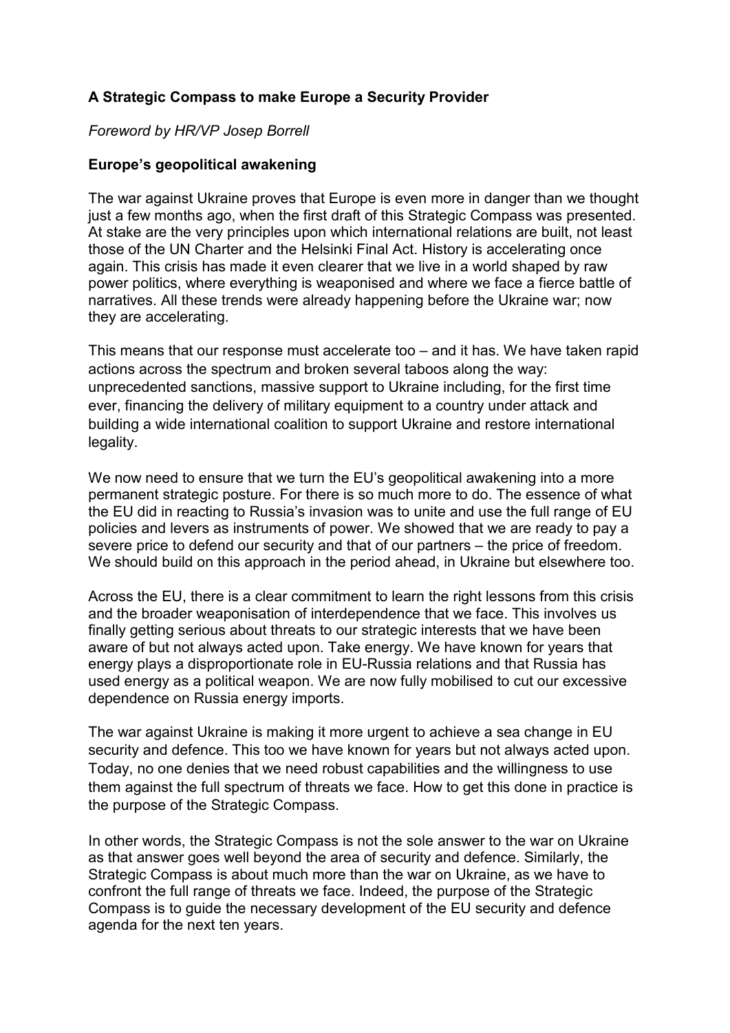# A Strategic Compass to make Europe a Security Provider

*Foreword by HR/VP Josep Borrell*

## Europe's geopolitical awakening

The war against Ukraine proves that Europe is even more in danger than we thought just a few months ago, when the first draft of this Strategic Compass was presented. At stake are the very principles upon which international relations are built, not least those of the UN Charter and the Helsinki Final Act. History is accelerating once again. This crisis has made it even clearer that we live in a world shaped by raw power politics, where everything is weaponised and where we face a fierce battle of narratives. All these trends were already happening before the Ukraine war; now they are accelerating.

This means that our response must accelerate too – and it has. We have taken rapid actions across the spectrum and broken several taboos along the way: unprecedented sanctions, massive support to Ukraine including, for the first time ever, financing the delivery of military equipment to a country under attack and building a wide international coalition to support Ukraine and restore international legality.

We now need to ensure that we turn the EU's geopolitical awakening into a more permanent strategic posture. For there is so much more to do. The essence of what the EU did in reacting to Russia's invasion was to unite and use the full range of EU policies and levers as instruments of power. We showed that we are ready to pay a severe price to defend our security and that of our partners – the price of freedom. We should build on this approach in the period ahead, in Ukraine but elsewhere too.

Across the EU, there is a clear commitment to learn the right lessons from this crisis and the broader weaponisation of interdependence that we face. This involves us finally getting serious about threats to our strategic interests that we have been aware of but not always acted upon. Take energy. We have known for years that energy plays a disproportionate role in EU-Russia relations and that Russia has used energy as a political weapon. We are now fully mobilised to cut our excessive dependence on Russia energy imports.

The war against Ukraine is making it more urgent to achieve a sea change in EU security and defence. This too we have known for years but not always acted upon. Today, no one denies that we need robust capabilities and the willingness to use them against the full spectrum of threats we face. How to get this done in practice is the purpose of the Strategic Compass.

In other words, the Strategic Compass is not the sole answer to the war on Ukraine as that answer goes well beyond the area of security and defence. Similarly, the Strategic Compass is about much more than the war on Ukraine, as we have to confront the full range of threats we face. Indeed, the purpose of the Strategic Compass is to guide the necessary development of the EU security and defence agenda for the next ten years.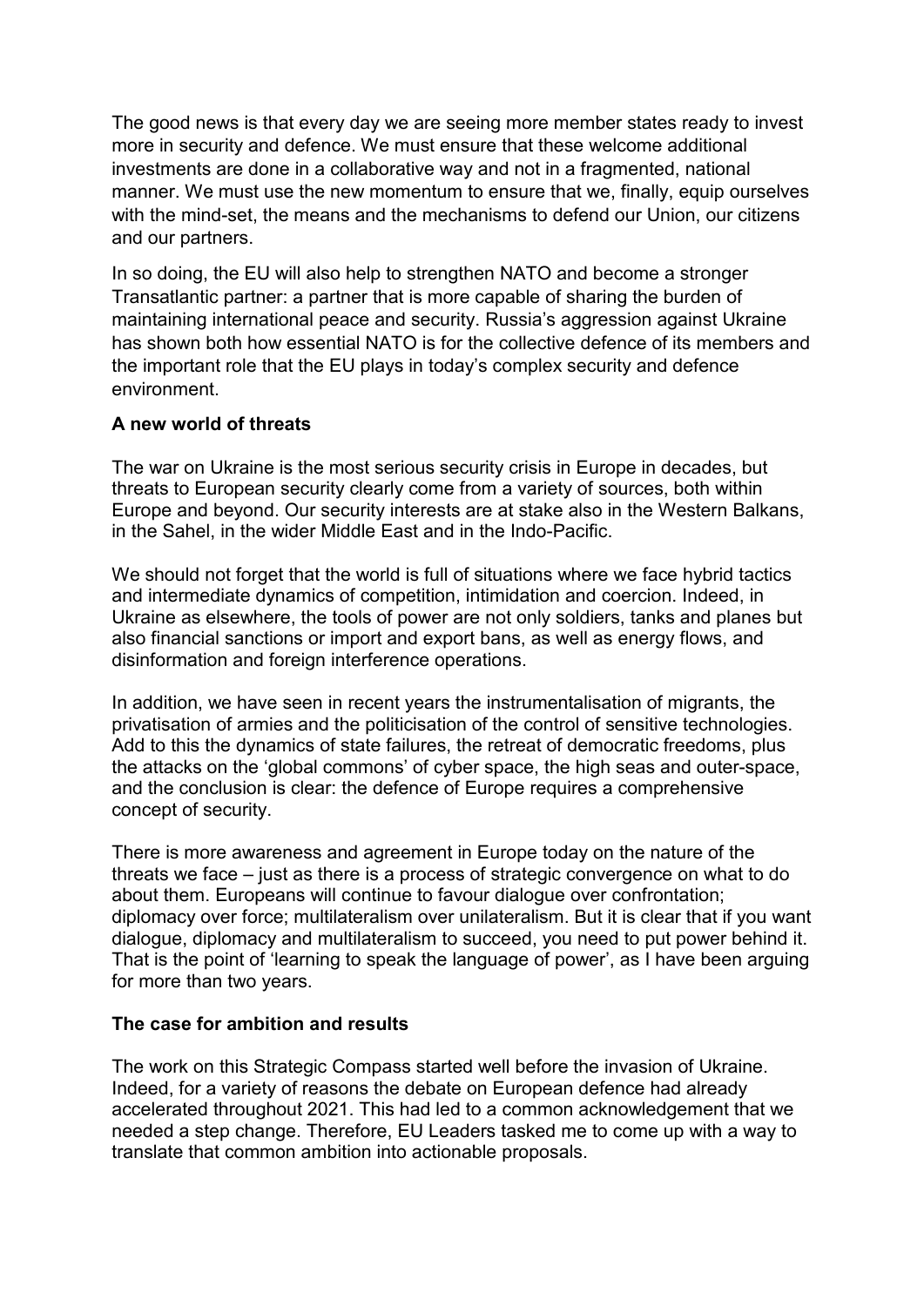The good news is that every day we are seeing more member states ready to invest more in security and defence. We must ensure that these welcome additional investments are done in a collaborative way and not in a fragmented, national manner. We must use the new momentum to ensure that we, finally, equip ourselves with the mind-set, the means and the mechanisms to defend our Union, our citizens and our partners.

In so doing, the EU will also help to strengthen NATO and become a stronger Transatlantic partner: a partner that is more capable of sharing the burden of maintaining international peace and security. Russia's aggression against Ukraine has shown both how essential NATO is for the collective defence of its members and the important role that the EU plays in today's complex security and defence environment.

**A new world of threats**

The war on Ukraine is the most serious security crisis in Europe in decades, but threats to European security clearly come from a variety of sources, both within Europe and beyond. Our security interests are at stake also in the Western Balkans, in the Sahel, in the wider Middle East and in the Indo-Pacific.

We should not forget that the world is full of situations where we face hybrid tactics and intermediate dynamics of competition, intimidation and coercion. Indeed, in Ukraine as elsewhere, the tools of power are not only soldiers, tanks and planes but also financial sanctions or import and export bans, as well as energy flows, and disinformation and foreign interference operations.

In addition, we have seen in recent years the instrumentalisation of migrants, the privatisation of armies and the politicisation of the control of sensitive technologies. Add to this the dynamics of state failures, the retreat of democratic freedoms, plus the attacks on the 'global commons' of cyber space, the high seas and outer-space, and the conclusion is clear: the defence of Europe requires a comprehensive concept of security.

There is more awareness and agreement in Europe today on the nature of the threats we face – just as there is a process of strategic convergence on what to do about them. Europeans will continue to favour dialogue over confrontation; diplomacy over force; multilateralism over unilateralism. But it is clear that if you want dialogue, diplomacy and multilateralism to succeed, you need to put power behind it. That is the point of 'learning to speak the language of power', as I have been arguing for more than two years.

**The case for ambition and results**

The work on this Strategic Compass started well before the invasion of Ukraine. Indeed, for a variety of reasons the debate on European defence had already accelerated throughout 2021. This had led to a common acknowledgement that we needed a step change. Therefore, EU Leaders tasked me to come up with a way to translate that common ambition into actionable proposals.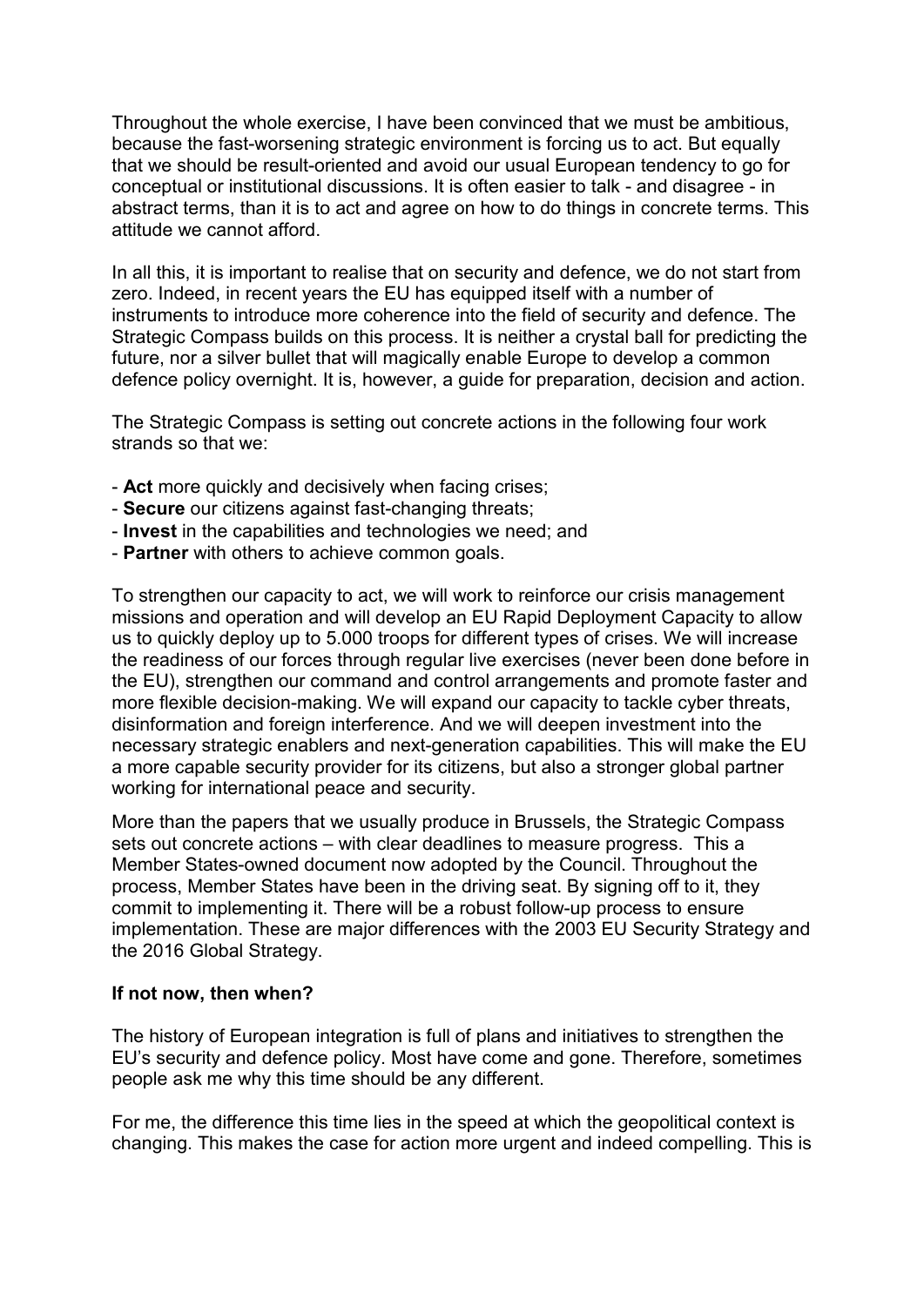Throughout the whole exercise, I have been convinced that we must be ambitious, because the fast-worsening strategic environment is forcing us to act. But equally that we should be result-oriented and avoid our usual European tendency to go for conceptual or institutional discussions. It is often easier to talk - and disagree - in abstract terms, than it is to act and agree on how to do things in concrete terms. This attitude we cannot afford.

In all this, it is important to realise that on security and defence, we do not start from zero. Indeed, in recent years the EU has equipped itself with a number of instruments to introduce more coherence into the field of security and defence. The Strategic Compass builds on this process. It is neither a crystal ball for predicting the future, nor a silver bullet that will magically enable Europe to develop a common defence policy overnight. It is, however, a guide for preparation, decision and action.

The Strategic Compass is setting out concrete actions in the following four work strands so that we:

- **Act** more quickly and decisively when facing crises;
- **Secure** our citizens against fast-changing threats;
- **Invest** in the capabilities and technologies we need; and
- **Partner** with others to achieve common goals.

To strengthen our capacity to act, we will work to reinforce our crisis management missions and operation and will develop an EU Rapid Deployment Capacity to allow us to quickly deploy up to 5.000 troops for different types of crises. We will increase the readiness of our forces through regular live exercises (never been done before in the EU), strengthen our command and control arrangements and promote faster and more flexible decision-making. We will expand our capacity to tackle cyber threats, disinformation and foreign interference. And we will deepen investment into the necessary strategic enablers and next-generation capabilities. This will make the EU a more capable security provider for its citizens, but also a stronger global partner working for international peace and security.

More than the papers that we usually produce in Brussels, the Strategic Compass sets out concrete actions – with clear deadlines to measure progress. This a Member States-owned document now adopted by the Council. Throughout the process, Member States have been in the driving seat. By signing off to it, they commit to implementing it. There will be a robust follow-up process to ensure implementation. These are major differences with the 2003 EU Security Strategy and the 2016 Global Strategy.

**If not now, then when?**

The history of European integration is full of plans and initiatives to strengthen the EU's security and defence policy. Most have come and gone. Therefore, sometimes people ask me why this time should be any different.

For me, the difference this time lies in the speed at which the geopolitical context is changing. This makes the case for action more urgent and indeed compelling. This is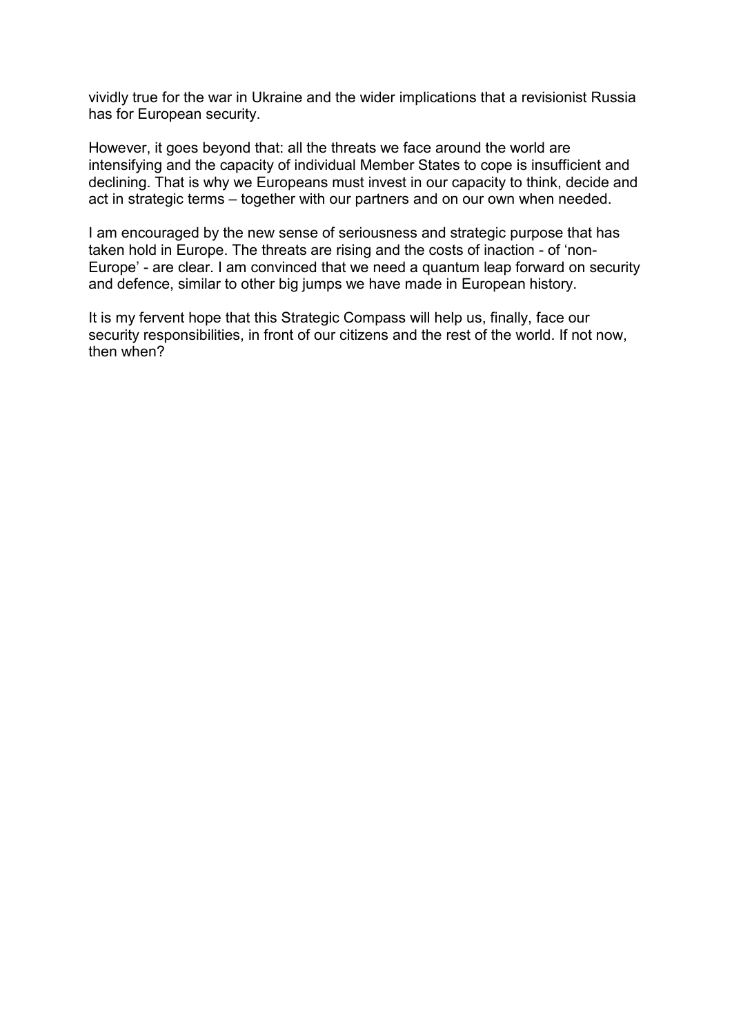vividly true for the war in Ukraine and the wider implications that a revisionist Russia has for European security.

However, it goes beyond that: all the threats we face around the world are intensifying and the capacity of individual Member States to cope is insufficient and declining. That is why we Europeans must invest in our capacity to think, decide and act in strategic terms – together with our partners and on our own when needed.

I am encouraged by the new sense of seriousness and strategic purpose that has taken hold in Europe. The threats are rising and the costs of inaction - of 'non-Europe' - are clear. I am convinced that we need a quantum leap forward on security and defence, similar to other big jumps we have made in European history.

It is my fervent hope that this Strategic Compass will help us, finally, face our security responsibilities, in front of our citizens and the rest of the world. If not now, then when?